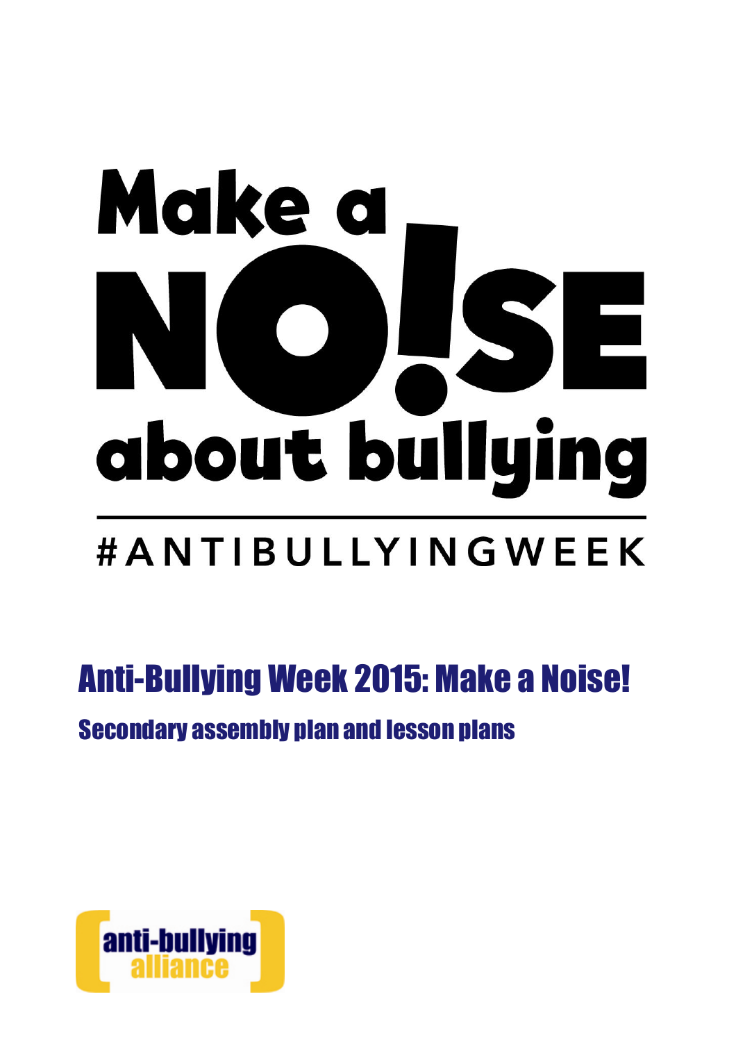# Make a NO!SE about bullying

#ANTIBULLYINGWEEK

## Anti-Bullying Week 2015: Make a Noise!

### Secondary assembly plan and lesson plans

anti-bullying alliance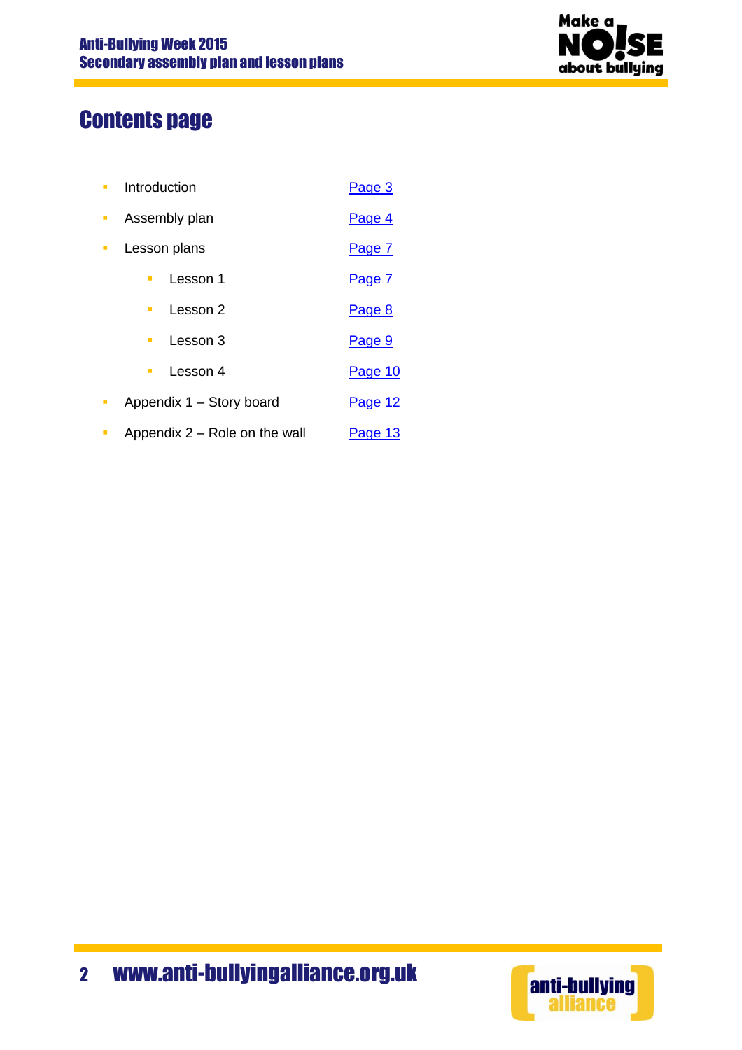# Contents page

- Introduction — Page 3
- Assembly plan — Page 4
- Lesson plans — Page 7
  - Lesson 1 — Page 7
  - Lesson 2 — Page 8
  - Lesson 3 — Page 9
  - Lesson 4 — Page 10
- Appendix 1 – Story board — Page 12
- Appendix 2 – Role on the wall — Page 13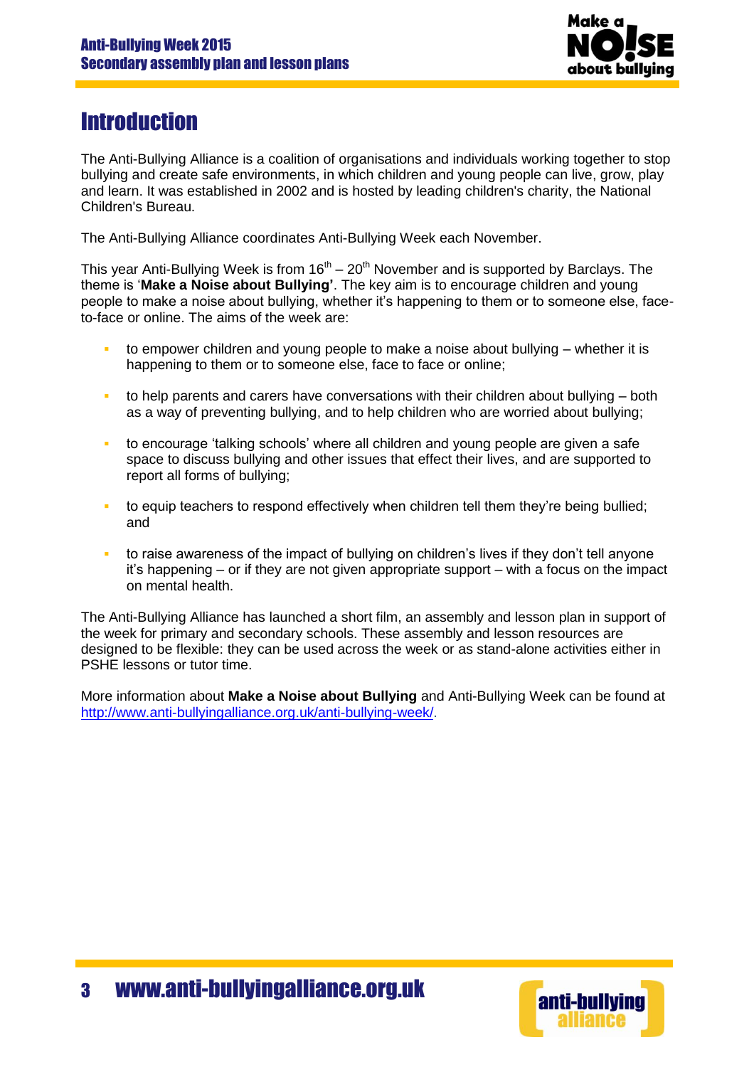# Introduction

The Anti-Bullying Alliance is a coalition of organisations and individuals working together to stop bullying and create safe environments, in which children and young people can live, grow, play and learn. It was established in 2002 and is hosted by leading children's charity, the National Children's Bureau.

The Anti-Bullying Alliance coordinates Anti-Bullying Week each November.

This year Anti-Bullying Week is from 16th – 20th November and is supported by Barclays. The theme is '**Make a Noise about Bullying'**. The key aim is to encourage children and young people to make a noise about bullying, whether it's happening to them or to someone else, face-to-face or online. The aims of the week are:

- to empower children and young people to make a noise about bullying – whether it is happening to them or to someone else, face to face or online;
- to help parents and carers have conversations with their children about bullying – both as a way of preventing bullying, and to help children who are worried about bullying;
- to encourage 'talking schools' where all children and young people are given a safe space to discuss bullying and other issues that effect their lives, and are supported to report all forms of bullying;
- to equip teachers to respond effectively when children tell them they're being bullied; and
- to raise awareness of the impact of bullying on children's lives if they don't tell anyone it's happening – or if they are not given appropriate support – with a focus on the impact on mental health.

The Anti-Bullying Alliance has launched a short film, an assembly and lesson plan in support of the week for primary and secondary schools. These assembly and lesson resources are designed to be flexible: they can be used across the week or as stand-alone activities either in PSHE lessons or tutor time.

More information about **Make a Noise about Bullying** and Anti-Bullying Week can be found at http://www.anti-bullyingalliance.org.uk/anti-bullying-week/.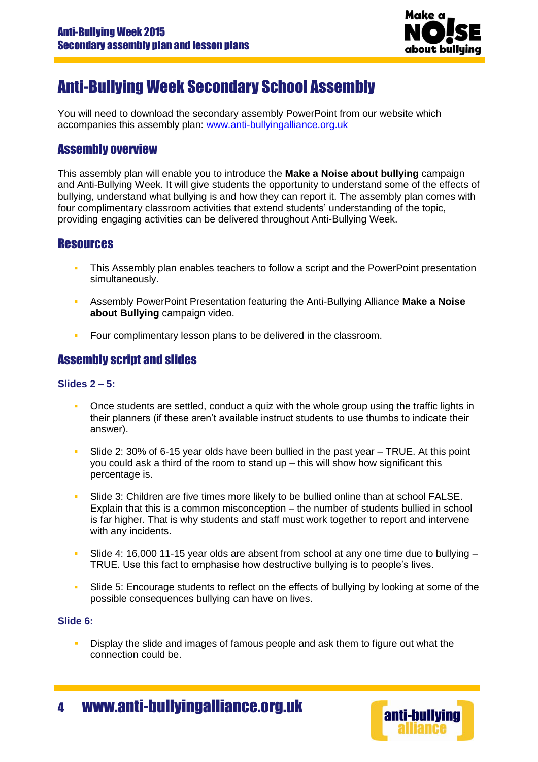# Anti-Bullying Week Secondary School Assembly

You will need to download the secondary assembly PowerPoint from our website which accompanies this assembly plan: www.anti-bullyingalliance.org.uk

## Assembly overview

This assembly plan will enable you to introduce the **Make a Noise about bullying** campaign and Anti-Bullying Week. It will give students the opportunity to understand some of the effects of bullying, understand what bullying is and how they can report it. The assembly plan comes with four complimentary classroom activities that extend students' understanding of the topic, providing engaging activities can be delivered throughout Anti-Bullying Week.

## Resources

- This Assembly plan enables teachers to follow a script and the PowerPoint presentation simultaneously.
- Assembly PowerPoint Presentation featuring the Anti-Bullying Alliance **Make a Noise about Bullying** campaign video.
- Four complimentary lesson plans to be delivered in the classroom.

## Assembly script and slides

### Slides 2 – 5:

- Once students are settled, conduct a quiz with the whole group using the traffic lights in their planners (if these aren't available instruct students to use thumbs to indicate their answer).
- Slide 2: 30% of 6-15 year olds have been bullied in the past year – TRUE. At this point you could ask a third of the room to stand up – this will show how significant this percentage is.
- Slide 3: Children are five times more likely to be bullied online than at school FALSE. Explain that this is a common misconception – the number of students bullied in school is far higher. That is why students and staff must work together to report and intervene with any incidents.
- Slide 4: 16,000 11-15 year olds are absent from school at any one time due to bullying – TRUE. Use this fact to emphasise how destructive bullying is to people's lives.
- Slide 5: Encourage students to reflect on the effects of bullying by looking at some of the possible consequences bullying can have on lives.

### Slide 6:

- Display the slide and images of famous people and ask them to figure out what the connection could be.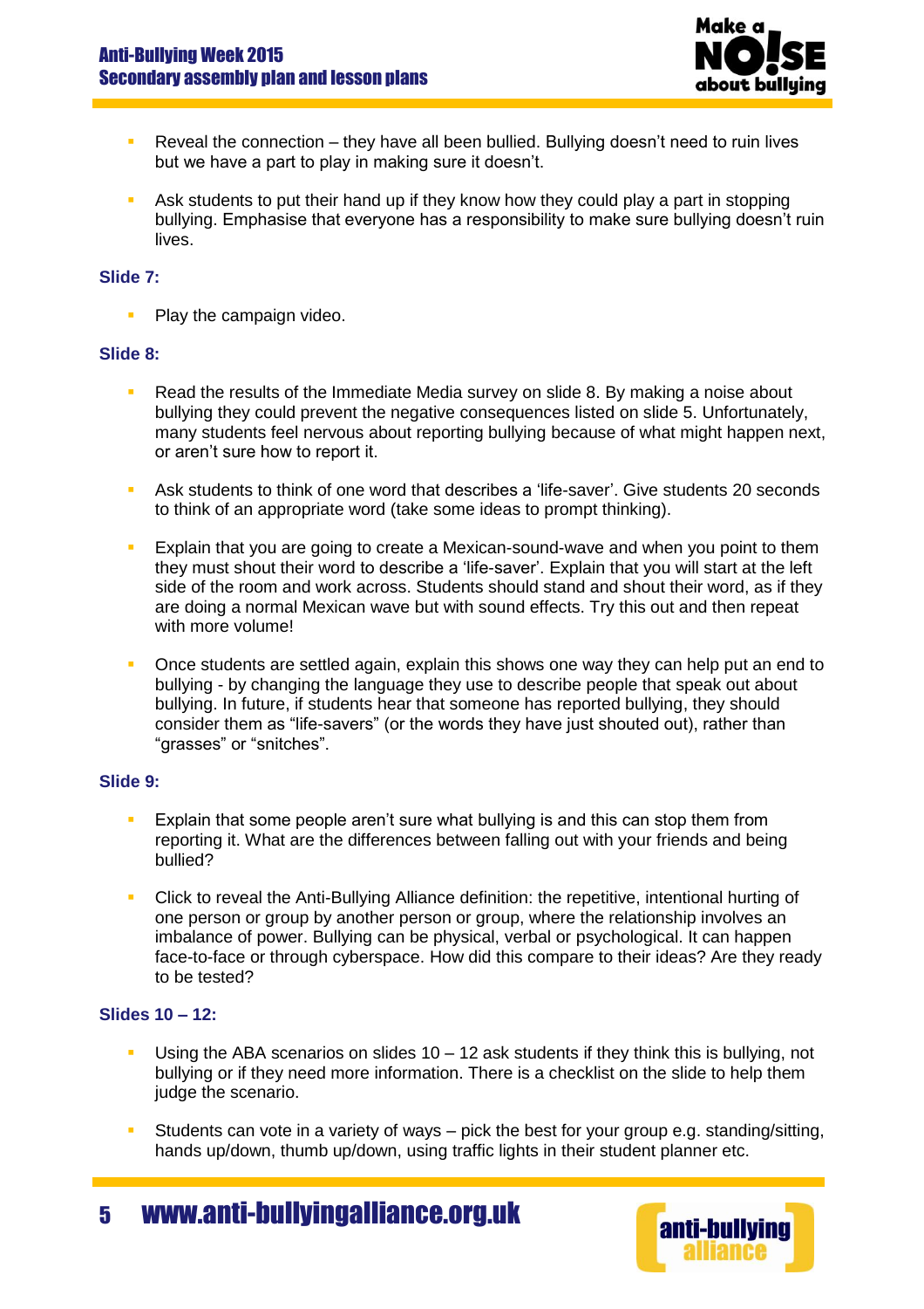- Reveal the connection – they have all been bullied. Bullying doesn't need to ruin lives but we have a part to play in making sure it doesn't.
- Ask students to put their hand up if they know how they could play a part in stopping bullying. Emphasise that everyone has a responsibility to make sure bullying doesn't ruin lives.

**Slide 7:**

- Play the campaign video.

**Slide 8:**

- Read the results of the Immediate Media survey on slide 8. By making a noise about bullying they could prevent the negative consequences listed on slide 5. Unfortunately, many students feel nervous about reporting bullying because of what might happen next, or aren't sure how to report it.
- Ask students to think of one word that describes a 'life-saver'. Give students 20 seconds to think of an appropriate word (take some ideas to prompt thinking).
- Explain that you are going to create a Mexican-sound-wave and when you point to them they must shout their word to describe a 'life-saver'. Explain that you will start at the left side of the room and work across. Students should stand and shout their word, as if they are doing a normal Mexican wave but with sound effects. Try this out and then repeat with more volume!
- Once students are settled again, explain this shows one way they can help put an end to bullying - by changing the language they use to describe people that speak out about bullying. In future, if students hear that someone has reported bullying, they should consider them as "life-savers" (or the words they have just shouted out), rather than "grasses" or "snitches".

**Slide 9:**

- Explain that some people aren't sure what bullying is and this can stop them from reporting it. What are the differences between falling out with your friends and being bullied?
- Click to reveal the Anti-Bullying Alliance definition: the repetitive, intentional hurting of one person or group by another person or group, where the relationship involves an imbalance of power. Bullying can be physical, verbal or psychological. It can happen face-to-face or through cyberspace. How did this compare to their ideas? Are they ready to be tested?

**Slides 10 – 12:**

- Using the ABA scenarios on slides 10 – 12 ask students if they think this is bullying, not bullying or if they need more information. There is a checklist on the slide to help them judge the scenario.
- Students can vote in a variety of ways – pick the best for your group e.g. standing/sitting, hands up/down, thumb up/down, using traffic lights in their student planner etc.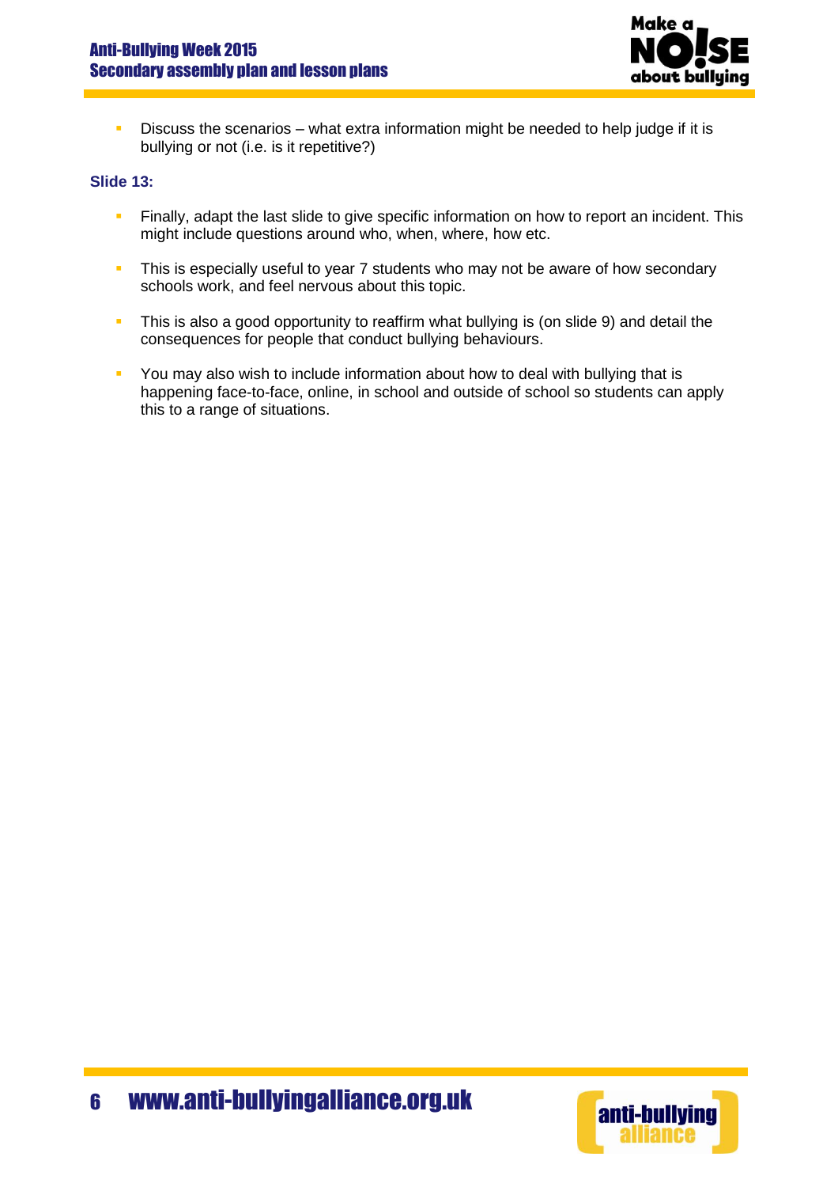- Discuss the scenarios – what extra information might be needed to help judge if it is bullying or not (i.e. is it repetitive?)

**Slide 13:**

- Finally, adapt the last slide to give specific information on how to report an incident. This might include questions around who, when, where, how etc.
- This is especially useful to year 7 students who may not be aware of how secondary schools work, and feel nervous about this topic.
- This is also a good opportunity to reaffirm what bullying is (on slide 9) and detail the consequences for people that conduct bullying behaviours.
- You may also wish to include information about how to deal with bullying that is happening face-to-face, online, in school and outside of school so students can apply this to a range of situations.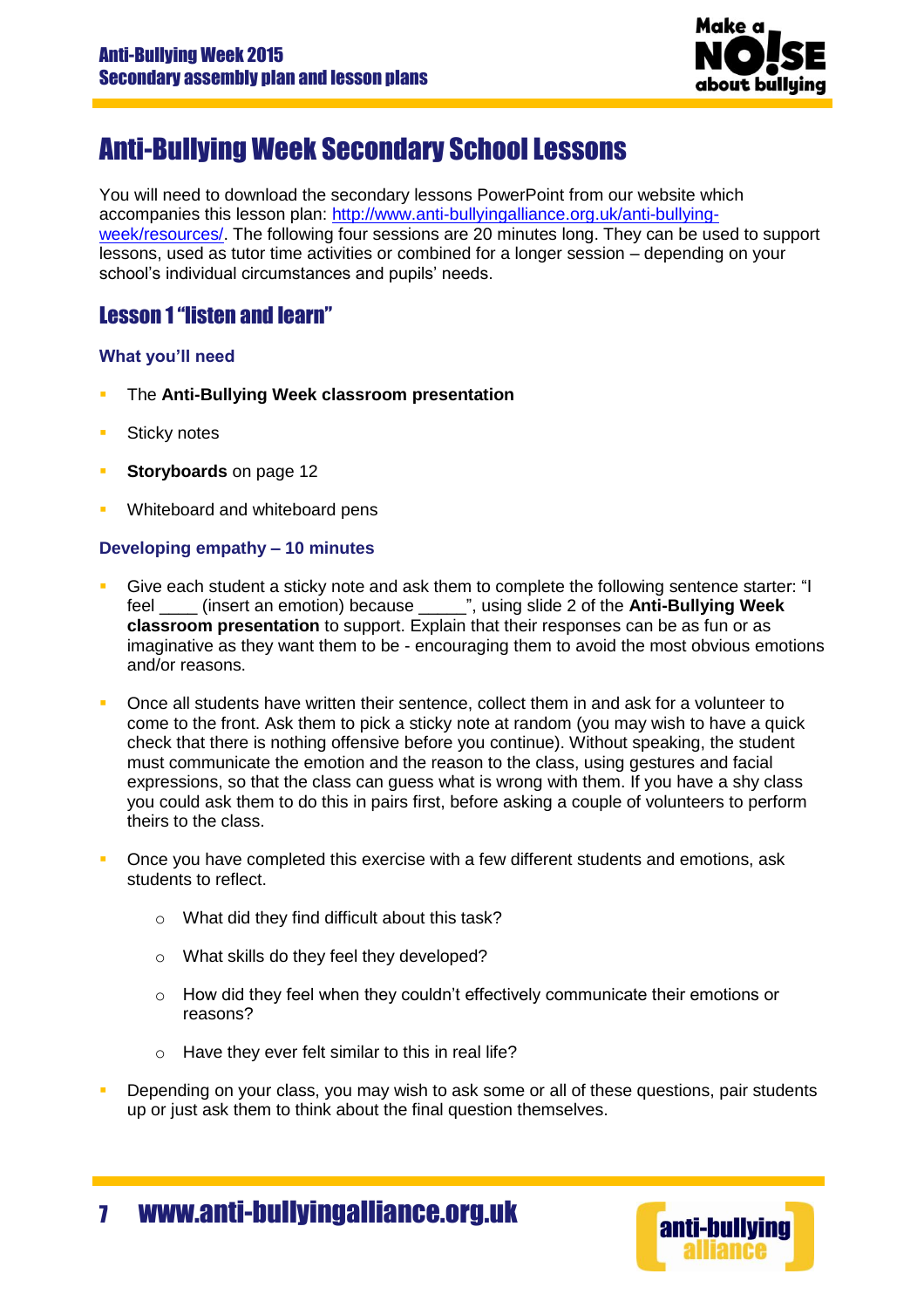# Anti-Bullying Week Secondary School Lessons

You will need to download the secondary lessons PowerPoint from our website which accompanies this lesson plan: [http://www.anti-bullyingalliance.org.uk/anti-bullying-week/resources/](http://www.anti-bullyingalliance.org.uk/anti-bullying-week/resources/). The following four sessions are 20 minutes long. They can be used to support lessons, used as tutor time activities or combined for a longer session – depending on your school's individual circumstances and pupils' needs.

## Lesson 1 "listen and learn"

### What you'll need

- The **Anti-Bullying Week classroom presentation**
- Sticky notes
- **Storyboards** on page 12
- Whiteboard and whiteboard pens

### Developing empathy – 10 minutes

- Give each student a sticky note and ask them to complete the following sentence starter: "I feel ____ (insert an emotion) because _____", using slide 2 of the **Anti-Bullying Week classroom presentation** to support. Explain that their responses can be as fun or as imaginative as they want them to be - encouraging them to avoid the most obvious emotions and/or reasons.
- Once all students have written their sentence, collect them in and ask for a volunteer to come to the front. Ask them to pick a sticky note at random (you may wish to have a quick check that there is nothing offensive before you continue). Without speaking, the student must communicate the emotion and the reason to the class, using gestures and facial expressions, so that the class can guess what is wrong with them. If you have a shy class you could ask them to do this in pairs first, before asking a couple of volunteers to perform theirs to the class.
- Once you have completed this exercise with a few different students and emotions, ask students to reflect.
  - What did they find difficult about this task?
  - What skills do they feel they developed?
  - How did they feel when they couldn't effectively communicate their emotions or reasons?
  - Have they ever felt similar to this in real life?
- Depending on your class, you may wish to ask some or all of these questions, pair students up or just ask them to think about the final question themselves.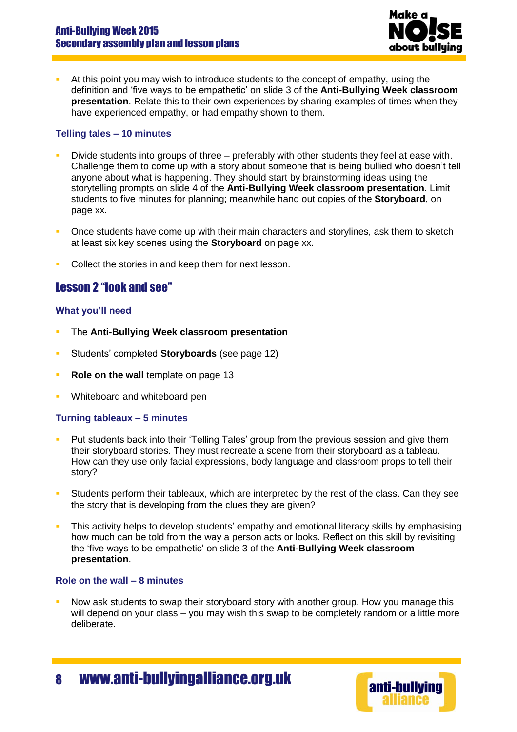- At this point you may wish to introduce students to the concept of empathy, using the definition and 'five ways to be empathetic' on slide 3 of the **Anti-Bullying Week classroom presentation**. Relate this to their own experiences by sharing examples of times when they have experienced empathy, or had empathy shown to them.

### Telling tales – 10 minutes

- Divide students into groups of three – preferably with other students they feel at ease with. Challenge them to come up with a story about someone that is being bullied who doesn't tell anyone about what is happening. They should start by brainstorming ideas using the storytelling prompts on slide 4 of the **Anti-Bullying Week classroom presentation**. Limit students to five minutes for planning; meanwhile hand out copies of the **Storyboard**, on page xx.
- Once students have come up with their main characters and storylines, ask them to sketch at least six key scenes using the **Storyboard** on page xx.
- Collect the stories in and keep them for next lesson.

## Lesson 2 "look and see"

### What you'll need

- The **Anti-Bullying Week classroom presentation**
- Students' completed **Storyboards** (see page 12)
- **Role on the wall** template on page 13
- Whiteboard and whiteboard pen

### Turning tableaux – 5 minutes

- Put students back into their 'Telling Tales' group from the previous session and give them their storyboard stories. They must recreate a scene from their storyboard as a tableau. How can they use only facial expressions, body language and classroom props to tell their story?
- Students perform their tableaux, which are interpreted by the rest of the class. Can they see the story that is developing from the clues they are given?
- This activity helps to develop students' empathy and emotional literacy skills by emphasising how much can be told from the way a person acts or looks. Reflect on this skill by revisiting the 'five ways to be empathetic' on slide 3 of the **Anti-Bullying Week classroom presentation**.

### Role on the wall – 8 minutes

- Now ask students to swap their storyboard story with another group. How you manage this will depend on your class – you may wish this swap to be completely random or a little more deliberate.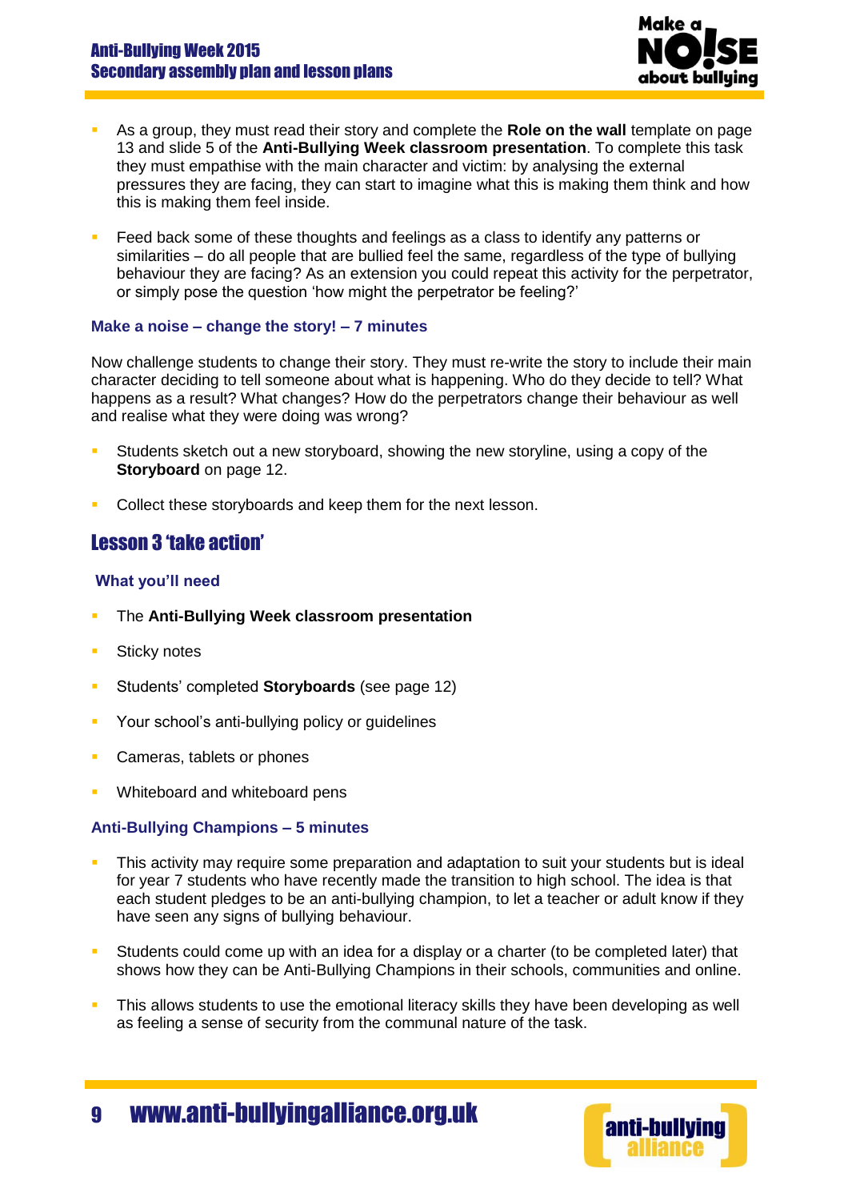- As a group, they must read their story and complete the **Role on the wall** template on page 13 and slide 5 of the **Anti-Bullying Week classroom presentation**. To complete this task they must empathise with the main character and victim: by analysing the external pressures they are facing, they can start to imagine what this is making them think and how this is making them feel inside.
- Feed back some of these thoughts and feelings as a class to identify any patterns or similarities – do all people that are bullied feel the same, regardless of the type of bullying behaviour they are facing? As an extension you could repeat this activity for the perpetrator, or simply pose the question 'how might the perpetrator be feeling?'

### Make a noise – change the story! – 7 minutes

Now challenge students to change their story. They must re-write the story to include their main character deciding to tell someone about what is happening. Who do they decide to tell? What happens as a result? What changes? How do the perpetrators change their behaviour as well and realise what they were doing was wrong?

- Students sketch out a new storyboard, showing the new storyline, using a copy of the **Storyboard** on page 12.
- Collect these storyboards and keep them for the next lesson.

## Lesson 3 'take action'

### What you'll need

- The **Anti-Bullying Week classroom presentation**
- Sticky notes
- Students' completed **Storyboards** (see page 12)
- Your school's anti-bullying policy or guidelines
- Cameras, tablets or phones
- Whiteboard and whiteboard pens

### Anti-Bullying Champions – 5 minutes

- This activity may require some preparation and adaptation to suit your students but is ideal for year 7 students who have recently made the transition to high school. The idea is that each student pledges to be an anti-bullying champion, to let a teacher or adult know if they have seen any signs of bullying behaviour.
- Students could come up with an idea for a display or a charter (to be completed later) that shows how they can be Anti-Bullying Champions in their schools, communities and online.
- This allows students to use the emotional literacy skills they have been developing as well as feeling a sense of security from the communal nature of the task.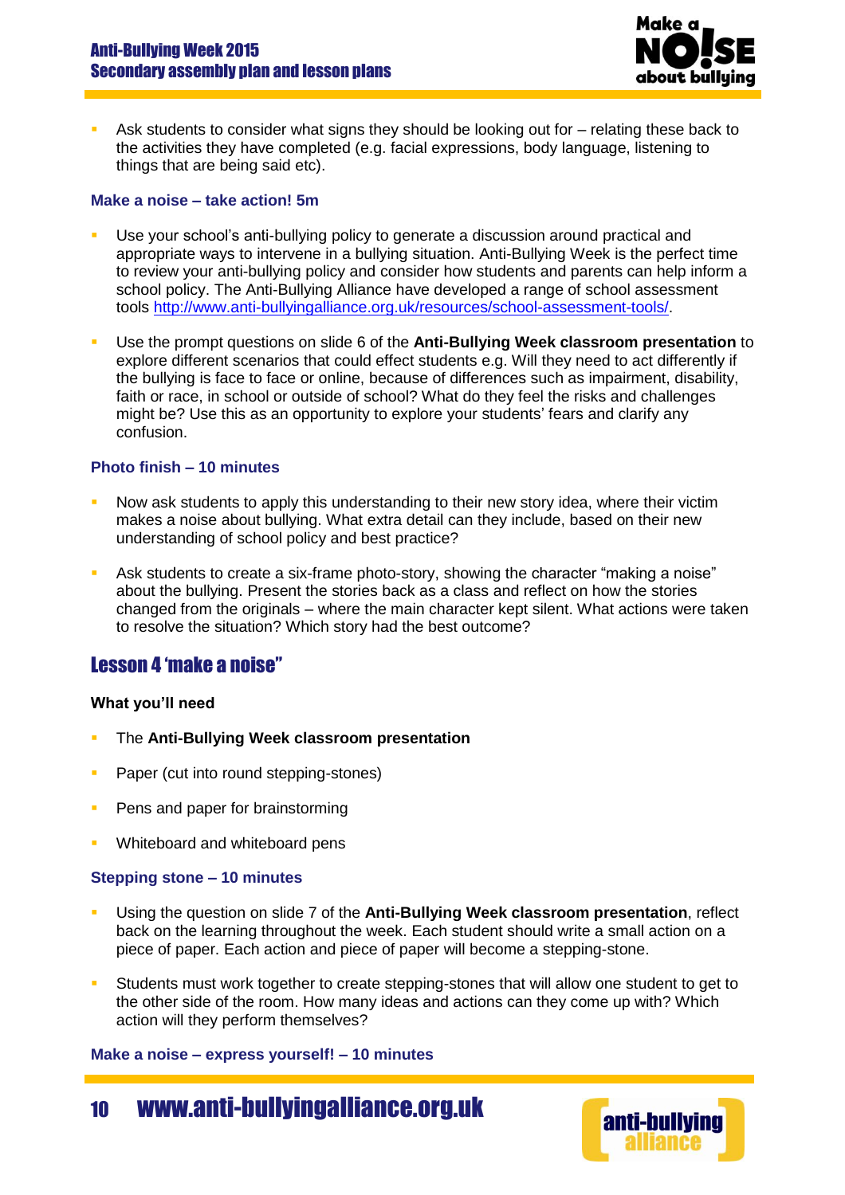- Ask students to consider what signs they should be looking out for – relating these back to the activities they have completed (e.g. facial expressions, body language, listening to things that are being said etc).

### Make a noise – take action! 5m

- Use your school's anti-bullying policy to generate a discussion around practical and appropriate ways to intervene in a bullying situation. Anti-Bullying Week is the perfect time to review your anti-bullying policy and consider how students and parents can help inform a school policy. The Anti-Bullying Alliance have developed a range of school assessment tools http://www.anti-bullyingalliance.org.uk/resources/school-assessment-tools/.
- Use the prompt questions on slide 6 of the **Anti-Bullying Week classroom presentation** to explore different scenarios that could effect students e.g. Will they need to act differently if the bullying is face to face or online, because of differences such as impairment, disability, faith or race, in school or outside of school? What do they feel the risks and challenges might be? Use this as an opportunity to explore your students' fears and clarify any confusion.

### Photo finish – 10 minutes

- Now ask students to apply this understanding to their new story idea, where their victim makes a noise about bullying. What extra detail can they include, based on their new understanding of school policy and best practice?
- Ask students to create a six-frame photo-story, showing the character "making a noise" about the bullying. Present the stories back as a class and reflect on how the stories changed from the originals – where the main character kept silent. What actions were taken to resolve the situation? Which story had the best outcome?

## Lesson 4 'make a noise"

**What you'll need**

- The **Anti-Bullying Week classroom presentation**
- Paper (cut into round stepping-stones)
- Pens and paper for brainstorming
- Whiteboard and whiteboard pens

### Stepping stone – 10 minutes

- Using the question on slide 7 of the **Anti-Bullying Week classroom presentation**, reflect back on the learning throughout the week. Each student should write a small action on a piece of paper. Each action and piece of paper will become a stepping-stone.
- Students must work together to create stepping-stones that will allow one student to get to the other side of the room. How many ideas and actions can they come up with? Which action will they perform themselves?

### Make a noise – express yourself! – 10 minutes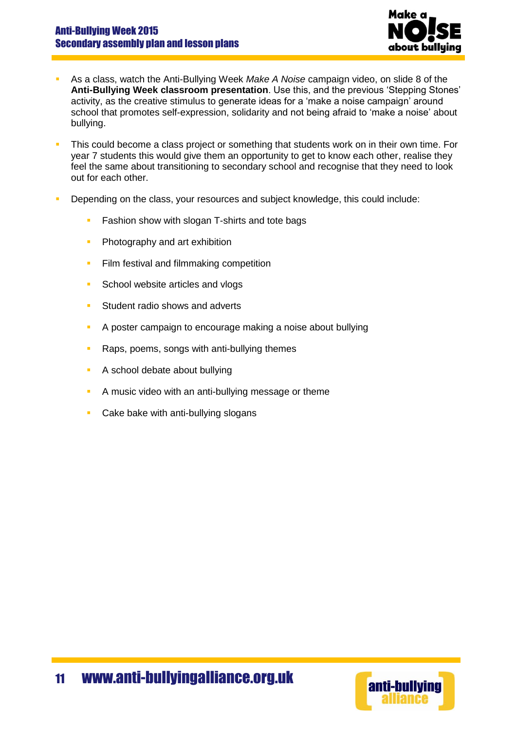- As a class, watch the Anti-Bullying Week *Make A Noise* campaign video, on slide 8 of the **Anti-Bullying Week classroom presentation**. Use this, and the previous 'Stepping Stones' activity, as the creative stimulus to generate ideas for a 'make a noise campaign' around school that promotes self-expression, solidarity and not being afraid to 'make a noise' about bullying.
- This could become a class project or something that students work on in their own time. For year 7 students this would give them an opportunity to get to know each other, realise they feel the same about transitioning to secondary school and recognise that they need to look out for each other.
- Depending on the class, your resources and subject knowledge, this could include:
  - Fashion show with slogan T-shirts and tote bags
  - Photography and art exhibition
  - Film festival and filmmaking competition
  - School website articles and vlogs
  - Student radio shows and adverts
  - A poster campaign to encourage making a noise about bullying
  - Raps, poems, songs with anti-bullying themes
  - A school debate about bullying
  - A music video with an anti-bullying message or theme
  - Cake bake with anti-bullying slogans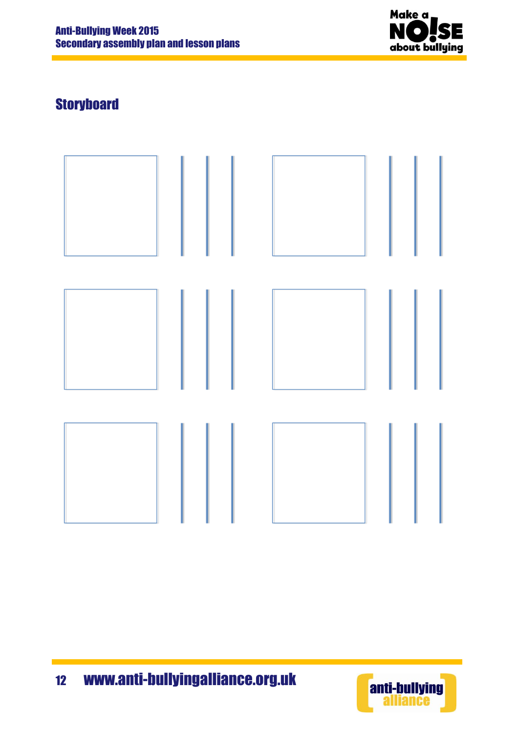## Storyboard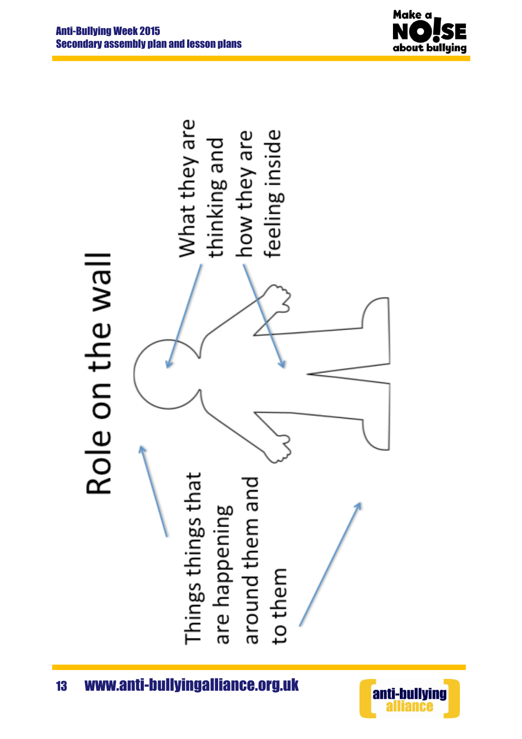# Role on the wall

What they are thinking and how they are feeling inside

Things things that are happening around them and to them